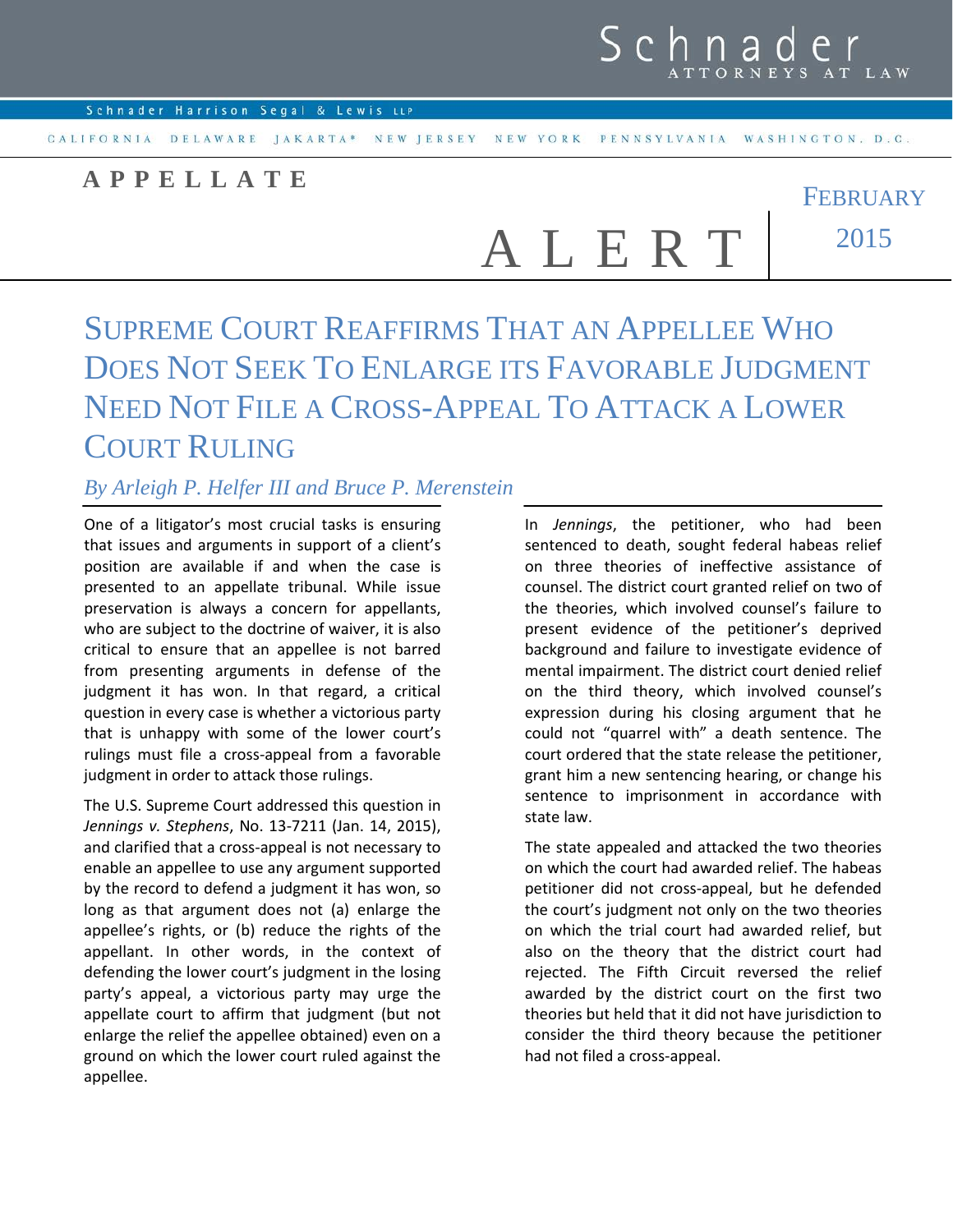Schnader ATTORNEYS AT LAW

Schnader Harrison Segal & Lewis LLP

CALIFORNIA DELAWARE JAKARTA* NEW JERSEY NEW YORK PENNSYLVANIA WASHINGTON, D.C.

**APPELLATE ALERT**

FEBRUARY 2015

# SUPREME COURT REAFFIRMS THAT AN APPELLEE WHO DOES NOT SEEK TO ENLARGE ITS FAVORABLE JUDGMENT NEED NOT FILE A CROSS-APPEAL TO ATTACK A LOWER COURT RULING

*By Arleigh P. Helfer III and Bruce P. Merenstein*

One of a litigator's most crucial tasks is ensuring that issues and arguments in support of a client's position are available if and when the case is presented to an appellate tribunal. While issue preservation is always a concern for appellants, who are subject to the doctrine of waiver, it is also critical to ensure that an appellee is not barred from presenting arguments in defense of the judgment it has won. In that regard, a critical question in every case is whether a victorious party that is unhappy with some of the lower court's rulings must file a cross-appeal from a favorable judgment in order to attack those rulings.

The U.S. Supreme Court addressed this question in *Jennings v. Stephens*, No. 13-7211 (Jan. 14, 2015), and clarified that a cross-appeal is not necessary to enable an appellee to use any argument supported by the record to defend a judgment it has won, so long as that argument does not (a) enlarge the appellee's rights, or (b) reduce the rights of the appellant. In other words, in the context of defending the lower court's judgment in the losing party's appeal, a victorious party may urge the appellate court to affirm that judgment (but not enlarge the relief the appellee obtained) even on a ground on which the lower court ruled against the appellee.

In *Jennings*, the petitioner, who had been sentenced to death, sought federal habeas relief on three theories of ineffective assistance of counsel. The district court granted relief on two of the theories, which involved counsel's failure to present evidence of the petitioner's deprived background and failure to investigate evidence of mental impairment. The district court denied relief on the third theory, which involved counsel's expression during his closing argument that he could not "quarrel with" a death sentence. The court ordered that the state release the petitioner, grant him a new sentencing hearing, or change his sentence to imprisonment in accordance with state law.

The state appealed and attacked the two theories on which the court had awarded relief. The habeas petitioner did not cross-appeal, but he defended the court's judgment not only on the two theories on which the trial court had awarded relief, but also on the theory that the district court had rejected. The Fifth Circuit reversed the relief awarded by the district court on the first two theories but held that it did not have jurisdiction to consider the third theory because the petitioner had not filed a cross-appeal.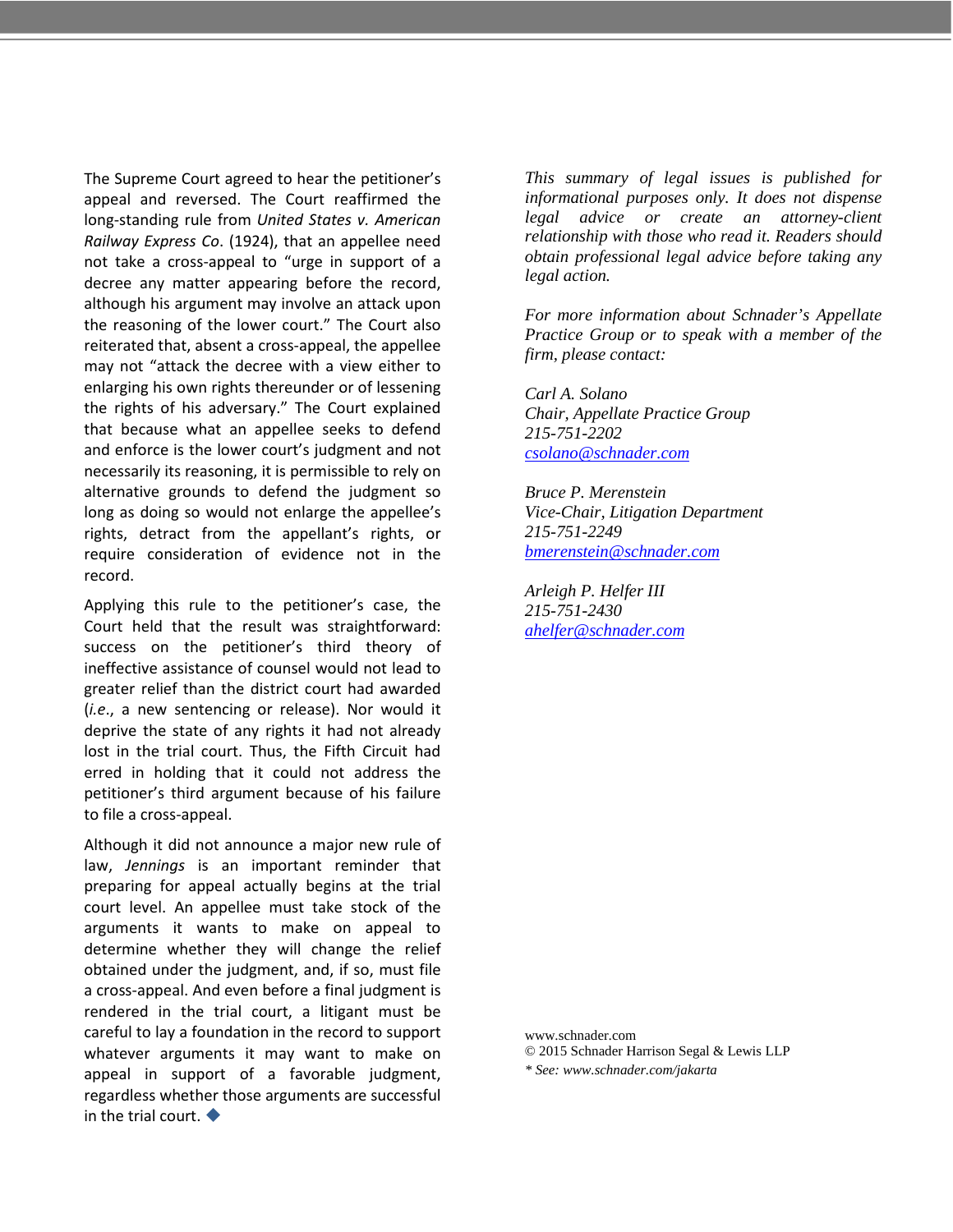The Supreme Court agreed to hear the petitioner's appeal and reversed. The Court reaffirmed the long-standing rule from *United States v. American Railway Express Co*. (1924), that an appellee need not take a cross-appeal to "urge in support of a decree any matter appearing before the record, although his argument may involve an attack upon the reasoning of the lower court." The Court also reiterated that, absent a cross-appeal, the appellee may not "attack the decree with a view either to enlarging his own rights thereunder or of lessening the rights of his adversary." The Court explained that because what an appellee seeks to defend and enforce is the lower court's judgment and not necessarily its reasoning, it is permissible to rely on alternative grounds to defend the judgment so long as doing so would not enlarge the appellee's rights, detract from the appellant's rights, or require consideration of evidence not in the record.

Applying this rule to the petitioner's case, the Court held that the result was straightforward: success on the petitioner's third theory of ineffective assistance of counsel would not lead to greater relief than the district court had awarded (*i.e.*, a new sentencing or release). Nor would it deprive the state of any rights it had not already lost in the trial court. Thus, the Fifth Circuit had erred in holding that it could not address the petitioner's third argument because of his failure to file a cross-appeal.

Although it did not announce a major new rule of law, *Jennings* is an important reminder that preparing for appeal actually begins at the trial court level. An appellee must take stock of the arguments it wants to make on appeal to determine whether they will change the relief obtained under the judgment, and, if so, must file a cross-appeal. And even before a final judgment is rendered in the trial court, a litigant must be careful to lay a foundation in the record to support whatever arguments it may want to make on appeal in support of a favorable judgment, regardless whether those arguments are successful in the trial court. ◆

*This summary of legal issues is published for informational purposes only. It does not dispense legal advice or create an attorney-client relationship with those who read it. Readers should obtain professional legal advice before taking any legal action.*

*For more information about Schnader's Appellate Practice Group or to speak with a member of the firm, please contact:*

*Carl A. Solano*
*Chair, Appellate Practice Group*
*215-751-2202*
*csolano@schnader.com*

*Bruce P. Merenstein*
*Vice-Chair, Litigation Department*
*215-751-2249*
*bmerenstein@schnader.com*

*Arleigh P. Helfer III*
*215-751-2430*
*ahelfer@schnader.com*

www.schnader.com
© 2015 Schnader Harrison Segal & Lewis LLP
*\* See: www.schnader.com/jakarta*